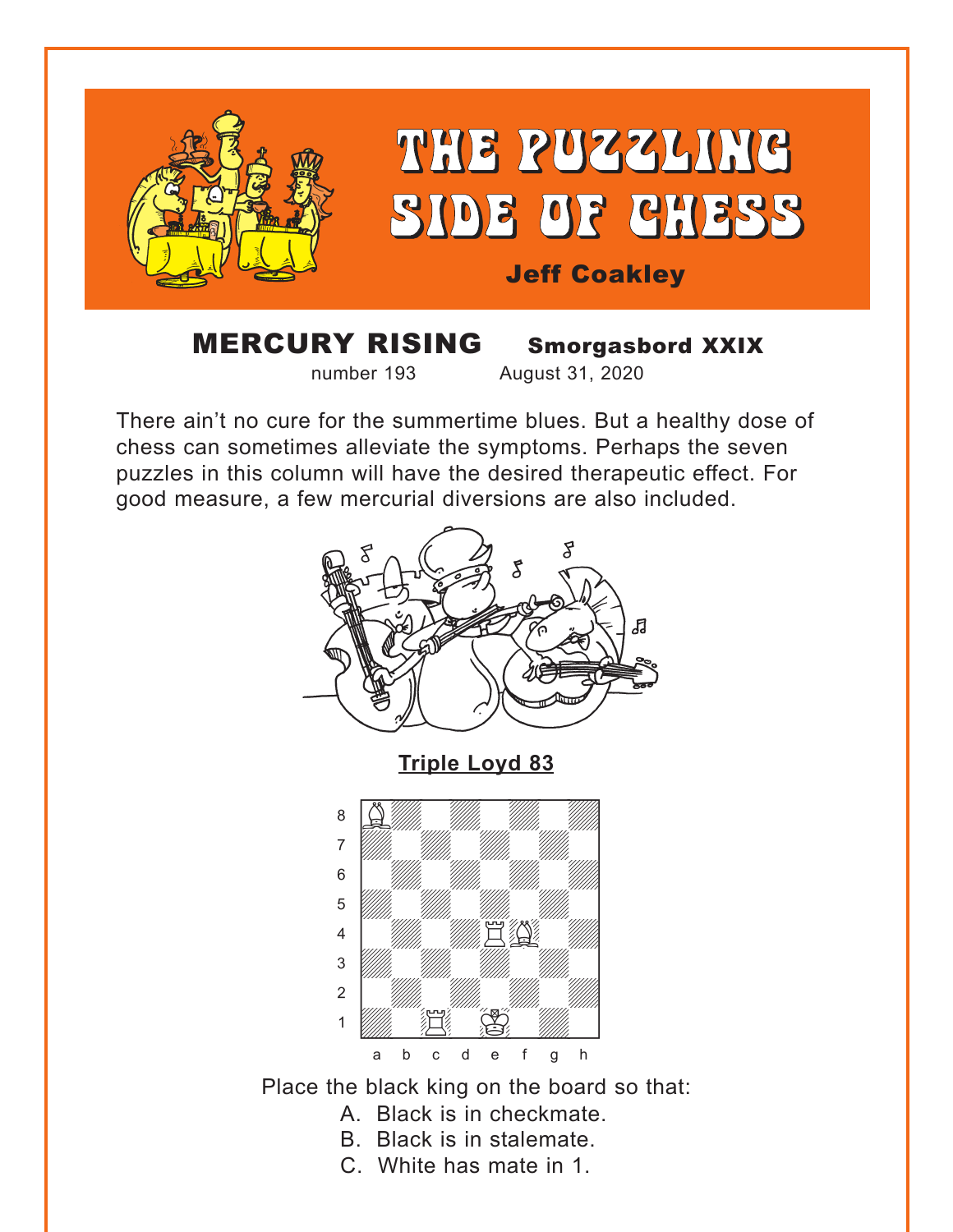# THE PUZZLING SIDE OF CHESS

**Jeff Coakley**

## MERCURY RISING    Smorgasbord XXIX

number 193    August 31, 2020

There ain't no cure for the summertime blues. But a healthy dose of chess can sometimes alleviate the symptoms. Perhaps the seven puzzles in this column will have the desired therapeutic effect. For good measure, a few mercurial diversions are also included.

### Triple Loyd 83

Place the black king on the board so that:

A. Black is in checkmate.
B. Black is in stalemate.
C. White has mate in 1.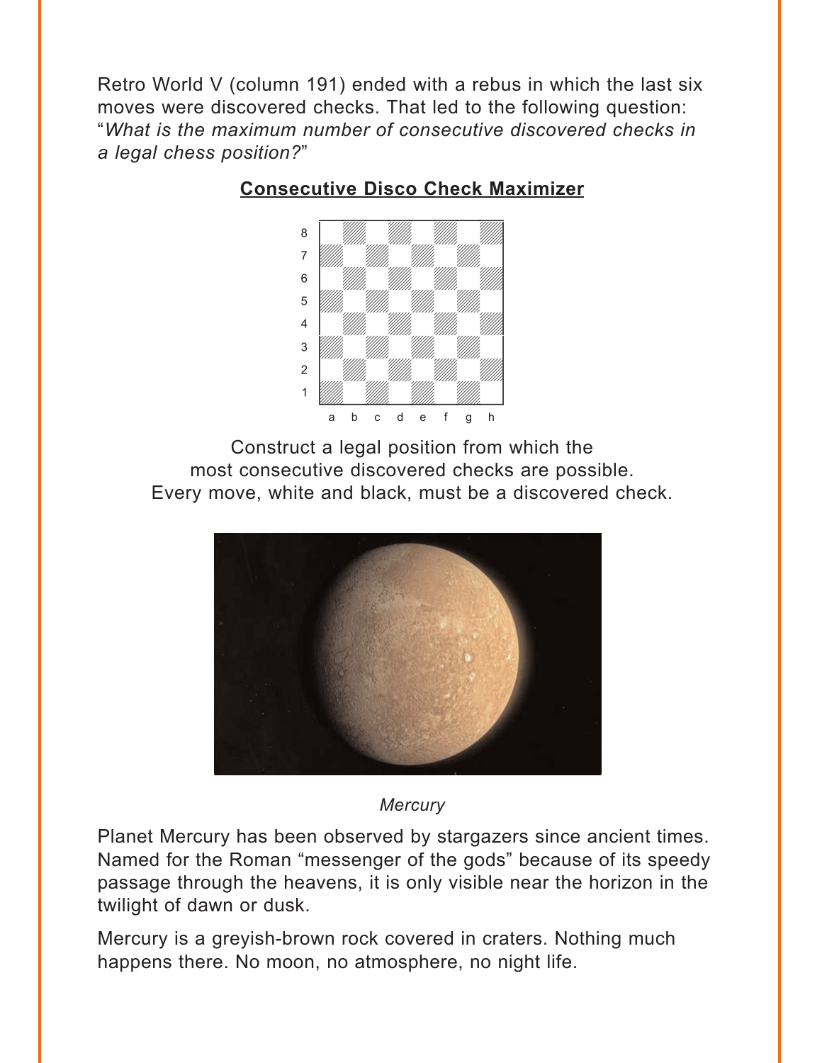Retro World V (column 191) ended with a rebus in which the last six moves were discovered checks. That led to the following question: "*What is the maximum number of consecutive discovered checks in a legal chess position?*"

**Consecutive Disco Check Maximizer**

Construct a legal position from which the most consecutive discovered checks are possible. Every move, white and black, must be a discovered check.

*Mercury*

Planet Mercury has been observed by stargazers since ancient times. Named for the Roman "messenger of the gods" because of its speedy passage through the heavens, it is only visible near the horizon in the twilight of dawn or dusk.

Mercury is a greyish-brown rock covered in craters. Nothing much happens there. No moon, no atmosphere, no night life.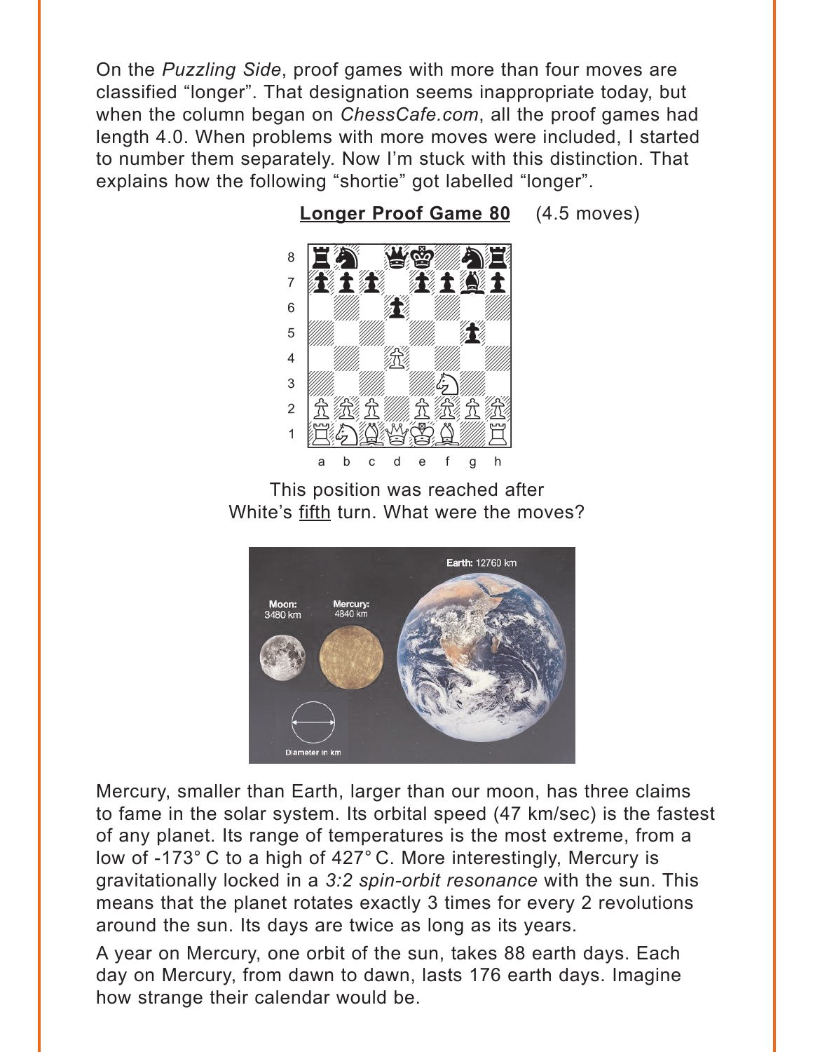On the *Puzzling Side*, proof games with more than four moves are classified "longer". That designation seems inappropriate today, but when the column began on *ChessCafe.com*, all the proof games had length 4.0. When problems with more moves were included, I started to number them separately. Now I'm stuck with this distinction. That explains how the following "shortie" got labelled "longer".

**Longer Proof Game 80** (4.5 moves)

This position was reached after White's fifth turn. What were the moves?

Mercury, smaller than Earth, larger than our moon, has three claims to fame in the solar system. Its orbital speed (47 km/sec) is the fastest of any planet. Its range of temperatures is the most extreme, from a low of -173° C to a high of 427° C. More interestingly, Mercury is gravitationally locked in a *3:2 spin-orbit resonance* with the sun. This means that the planet rotates exactly 3 times for every 2 revolutions around the sun. Its days are twice as long as its years.

A year on Mercury, one orbit of the sun, takes 88 earth days. Each day on Mercury, from dawn to dawn, lasts 176 earth days. Imagine how strange their calendar would be.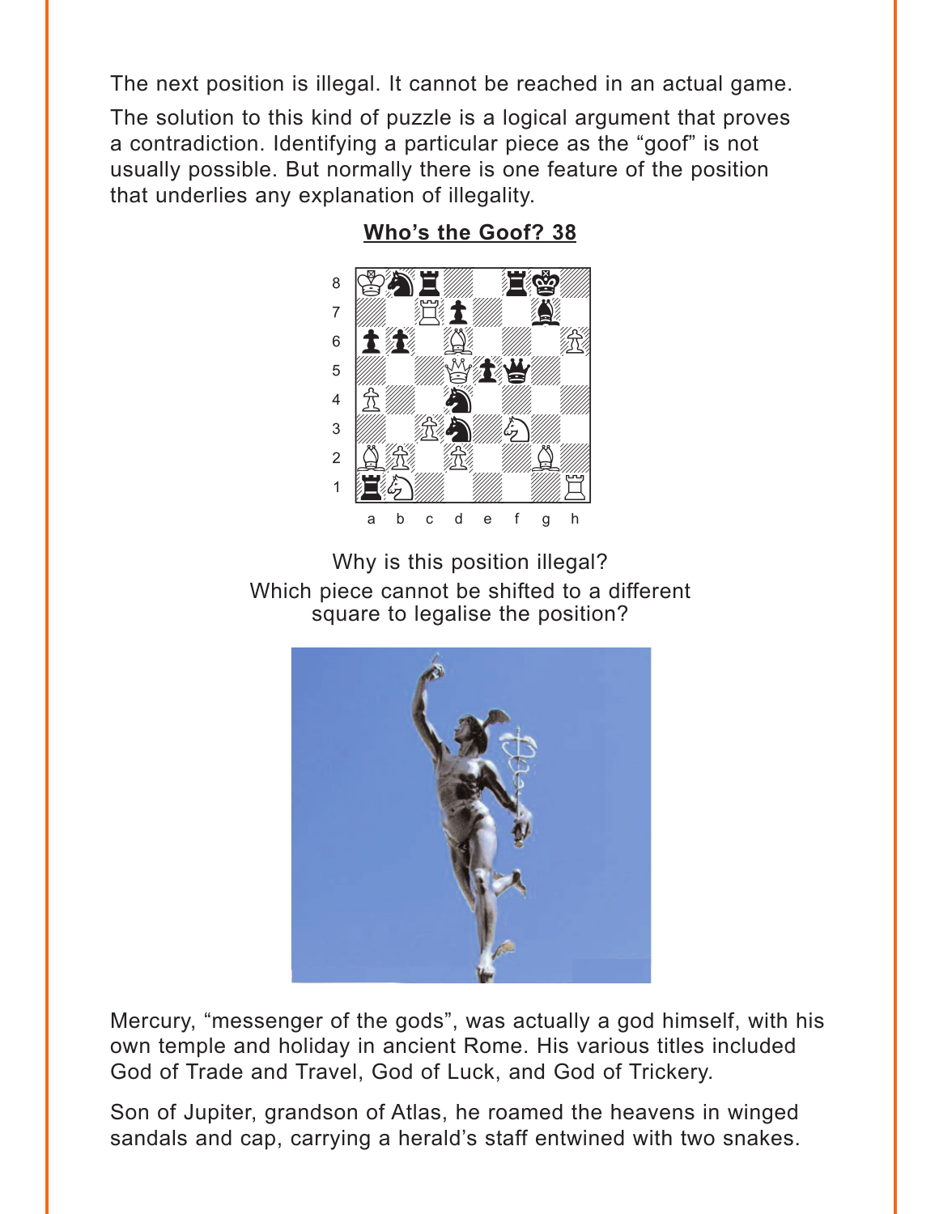The next position is illegal. It cannot be reached in an actual game.

The solution to this kind of puzzle is a logical argument that proves a contradiction. Identifying a particular piece as the "goof" is not usually possible. But normally there is one feature of the position that underlies any explanation of illegality.

## Who's the Goof? 38

Why is this position illegal?
Which piece cannot be shifted to a different square to legalise the position?

Mercury, "messenger of the gods", was actually a god himself, with his own temple and holiday in ancient Rome. His various titles included God of Trade and Travel, God of Luck, and God of Trickery.

Son of Jupiter, grandson of Atlas, he roamed the heavens in winged sandals and cap, carrying a herald's staff entwined with two snakes.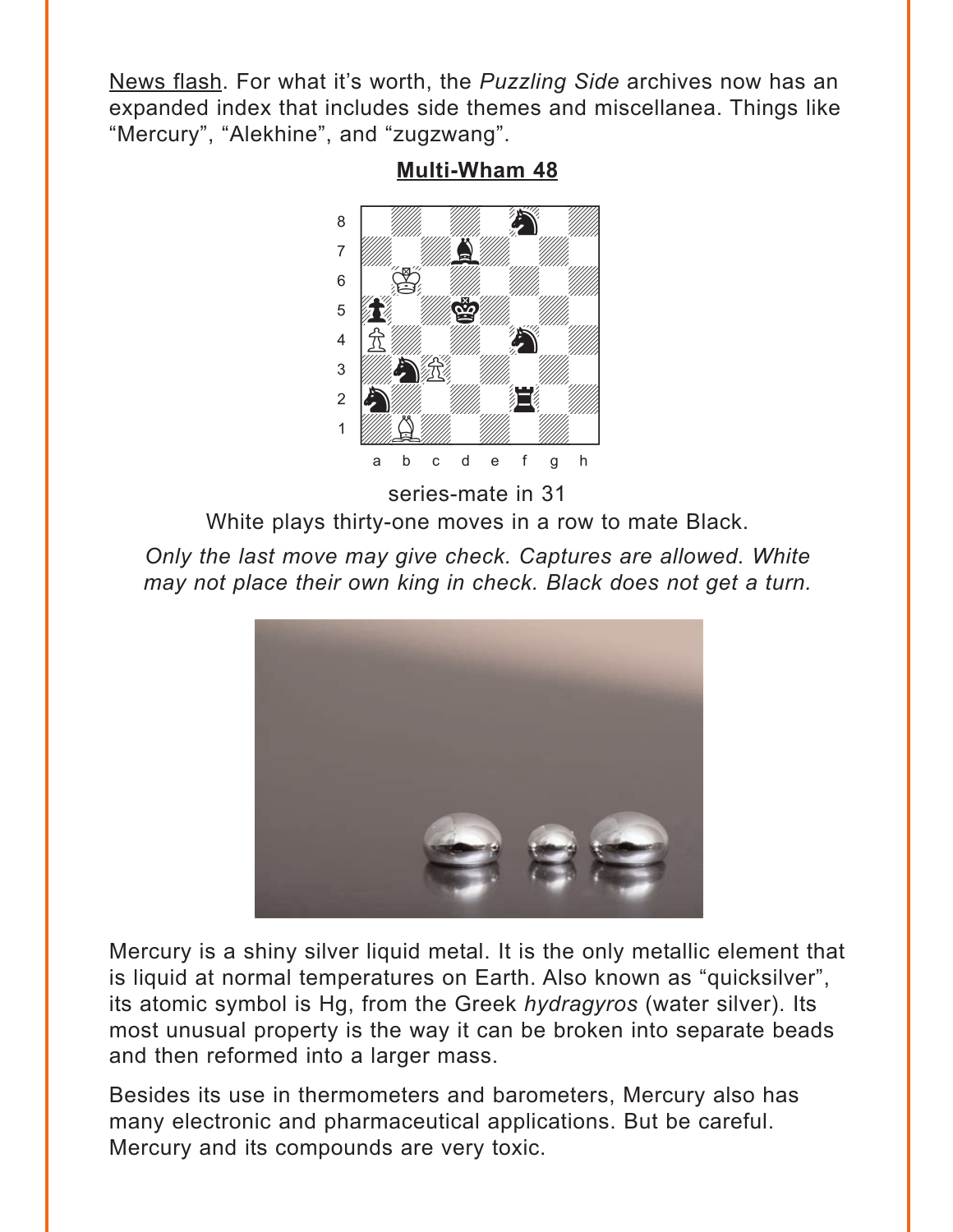News flash. For what it's worth, the *Puzzling Side* archives now has an expanded index that includes side themes and miscellanea. Things like "Mercury", "Alekhine", and "zugzwang".

## Multi-Wham 48

series-mate in 31

White plays thirty-one moves in a row to mate Black.

*Only the last move may give check. Captures are allowed. White may not place their own king in check. Black does not get a turn.*

Mercury is a shiny silver liquid metal. It is the only metallic element that is liquid at normal temperatures on Earth. Also known as "quicksilver", its atomic symbol is Hg, from the Greek *hydragyros* (water silver). Its most unusual property is the way it can be broken into separate beads and then reformed into a larger mass.

Besides its use in thermometers and barometers, Mercury also has many electronic and pharmaceutical applications. But be careful. Mercury and its compounds are very toxic.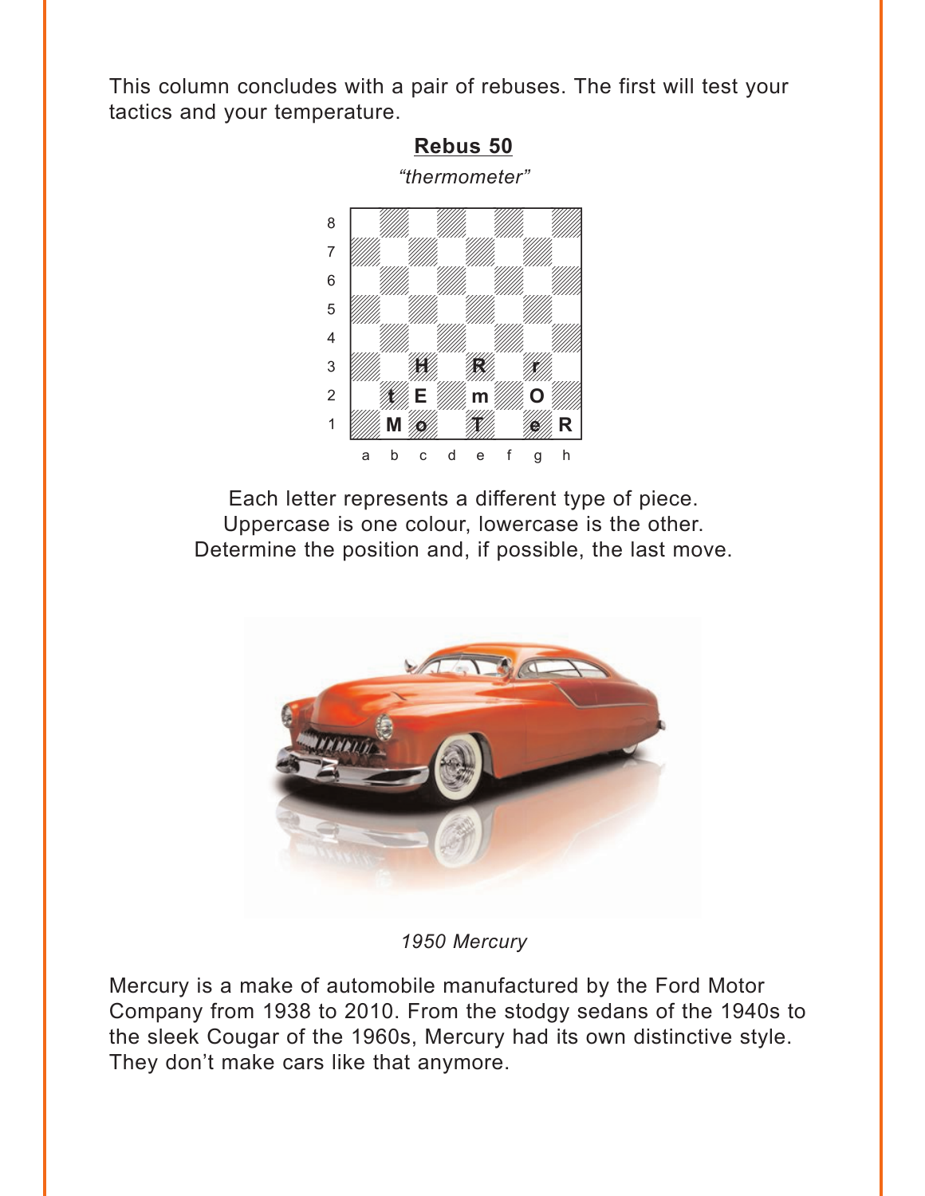This column concludes with a pair of rebuses. The first will test your tactics and your temperature.

## Rebus 50

*"thermometer"*

| | a | b | c | d | e | f | g | h |
|---|---|---|---|---|---|---|---|---|
| 8 | | | | | | | | |
| 7 | | | | | | | | |
| 6 | | | | | | | | |
| 5 | | | | | | | | |
| 4 | | | | | | | | |
| 3 | | | H | | R | | r | |
| 2 | | t | E | | m | | O | |
| 1 | | M | o | | T | | e | R |

Each letter represents a different type of piece.
Uppercase is one colour, lowercase is the other.
Determine the position and, if possible, the last move.

*1950 Mercury*

Mercury is a make of automobile manufactured by the Ford Motor Company from 1938 to 2010. From the stodgy sedans of the 1940s to the sleek Cougar of the 1960s, Mercury had its own distinctive style. They don't make cars like that anymore.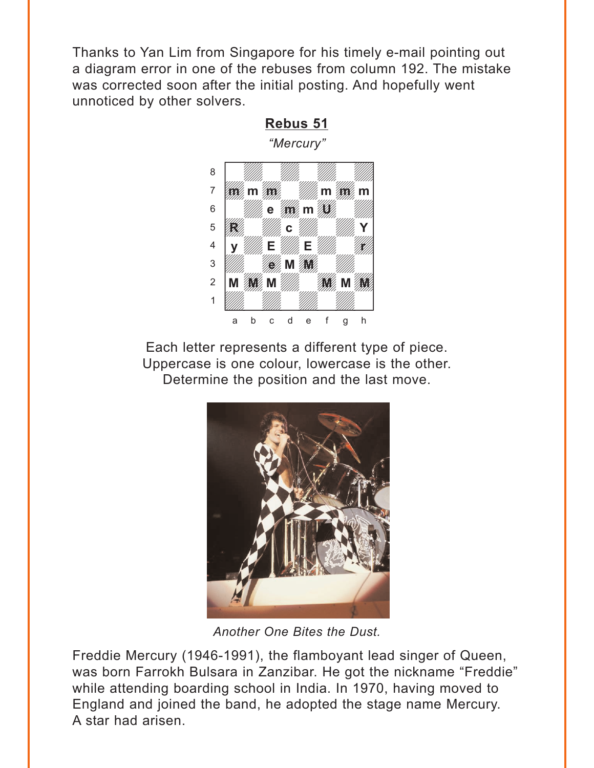Thanks to Yan Lim from Singapore for his timely e-mail pointing out a diagram error in one of the rebuses from column 192. The mistake was corrected soon after the initial posting. And hopefully went unnoticed by other solvers.

## Rebus 51

*"Mercury"*

| | a | b | c | d | e | f | g | h |
|---|---|---|---|---|---|---|---|---|
| 8 | | | | | | | | |
| 7 | m | m | m | | | m | m | m |
| 6 | | | e | m | m | U | | |
| 5 | R | | | c | | | | Y |
| 4 | y | | E | | E | | | r |
| 3 | | | e | M | M | | | |
| 2 | M | M | M | | | M | M | M |
| 1 | | | | | | | | |

Each letter represents a different type of piece.
Uppercase is one colour, lowercase is the other.
Determine the position and the last move.

*Another One Bites the Dust.*

Freddie Mercury (1946-1991), the flamboyant lead singer of Queen, was born Farrokh Bulsara in Zanzibar. He got the nickname "Freddie" while attending boarding school in India. In 1970, having moved to England and joined the band, he adopted the stage name Mercury. A star had arisen.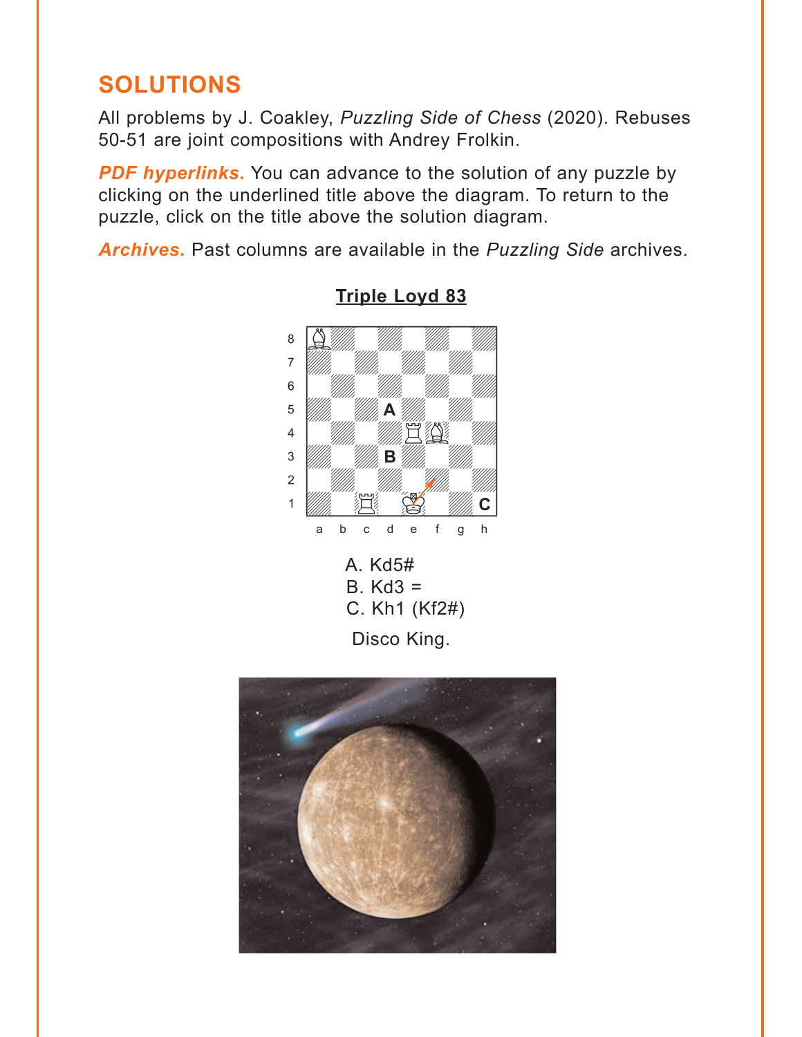## SOLUTIONS

All problems by J. Coakley, *Puzzling Side of Chess* (2020). Rebuses 50-51 are joint compositions with Andrey Frolkin.

***PDF hyperlinks.*** You can advance to the solution of any puzzle by clicking on the underlined title above the diagram. To return to the puzzle, click on the title above the solution diagram.

***Archives.*** Past columns are available in the *Puzzling Side* archives.

**Triple Loyd 83**

A. Kd5#
B. Kd3 =
C. Kh1 (Kf2#)

Disco King.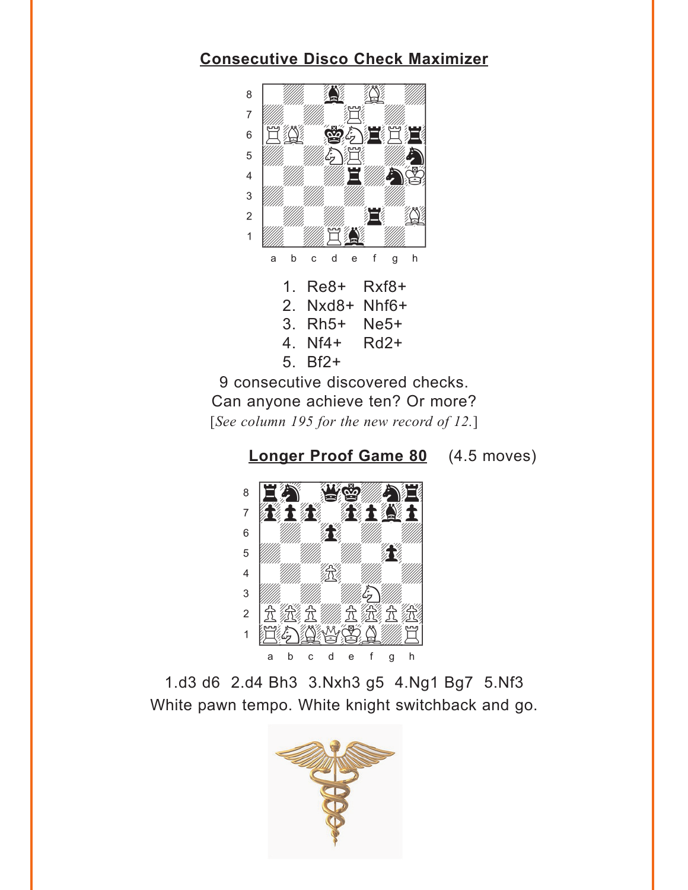## Consecutive Disco Check Maximizer

1. Re8+ Rxf8+
2. Nxd8+ Nhf6+
3. Rh5+ Ne5+
4. Nf4+ Rd2+
5. Bf2+

9 consecutive discovered checks.
Can anyone achieve ten? Or more?
[*See column 195 for the new record of 12.*]

## Longer Proof Game 80 (4.5 moves)

1.d3 d6 2.d4 Bh3 3.Nxh3 g5 4.Ng1 Bg7 5.Nf3
White pawn tempo. White knight switchback and go.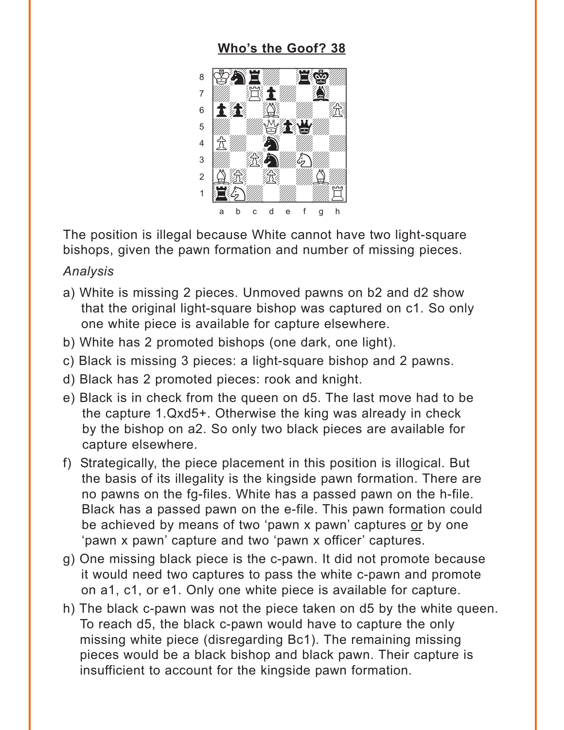## Who's the Goof? 38

The position is illegal because White cannot have two light-square bishops, given the pawn formation and number of missing pieces.

*Analysis*

a) White is missing 2 pieces. Unmoved pawns on b2 and d2 show that the original light-square bishop was captured on c1. So only one white piece is available for capture elsewhere.

b) White has 2 promoted bishops (one dark, one light).

c) Black is missing 3 pieces: a light-square bishop and 2 pawns.

d) Black has 2 promoted pieces: rook and knight.

e) Black is in check from the queen on d5. The last move had to be the capture 1.Qxd5+. Otherwise the king was already in check by the bishop on a2. So only two black pieces are available for capture elsewhere.

f) Strategically, the piece placement in this position is illogical. But the basis of its illegality is the kingside pawn formation. There are no pawns on the fg-files. White has a passed pawn on the h-file. Black has a passed pawn on the e-file. This pawn formation could be achieved by means of two 'pawn x pawn' captures or by one 'pawn x pawn' capture and two 'pawn x officer' captures.

g) One missing black piece is the c-pawn. It did not promote because it would need two captures to pass the white c-pawn and promote on a1, c1, or e1. Only one white piece is available for capture.

h) The black c-pawn was not the piece taken on d5 by the white queen. To reach d5, the black c-pawn would have to capture the only missing white piece (disregarding Bc1). The remaining missing pieces would be a black bishop and black pawn. Their capture is insufficient to account for the kingside pawn formation.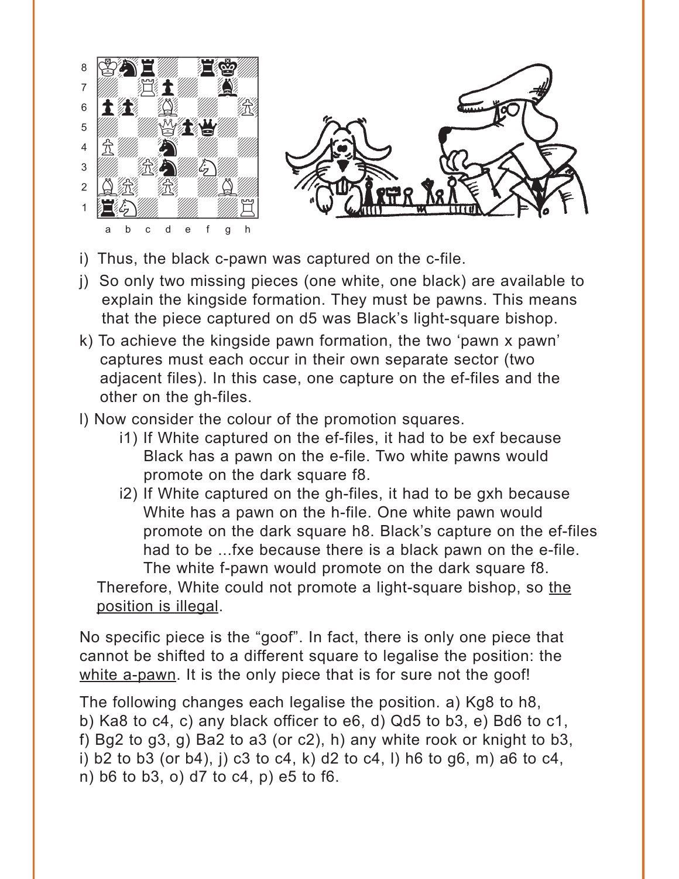i) Thus, the black c-pawn was captured on the c-file.

j) So only two missing pieces (one white, one black) are available to explain the kingside formation. They must be pawns. This means that the piece captured on d5 was Black's light-square bishop.

k) To achieve the kingside pawn formation, the two 'pawn x pawn' captures must each occur in their own separate sector (two adjacent files). In this case, one capture on the ef-files and the other on the gh-files.

l) Now consider the colour of the promotion squares.

- i1) If White captured on the ef-files, it had to be exf because Black has a pawn on the e-file. Two white pawns would promote on the dark square f8.
- i2) If White captured on the gh-files, it had to be gxh because White has a pawn on the h-file. One white pawn would promote on the dark square h8. Black's capture on the ef-files had to be ...fxe because there is a black pawn on the e-file. The white f-pawn would promote on the dark square f8.

Therefore, White could not promote a light-square bishop, so <u>the position is illegal</u>.

No specific piece is the "goof". In fact, there is only one piece that cannot be shifted to a different square to legalise the position: the <u>white a-pawn</u>. It is the only piece that is for sure not the goof!

The following changes each legalise the position. a) Kg8 to h8, b) Ka8 to c4, c) any black officer to e6, d) Qd5 to b3, e) Bd6 to c1, f) Bg2 to g3, g) Ba2 to a3 (or c2), h) any white rook or knight to b3, i) b2 to b3 (or b4), j) c3 to c4, k) d2 to c4, l) h6 to g6, m) a6 to c4, n) b6 to b3, o) d7 to c4, p) e5 to f6.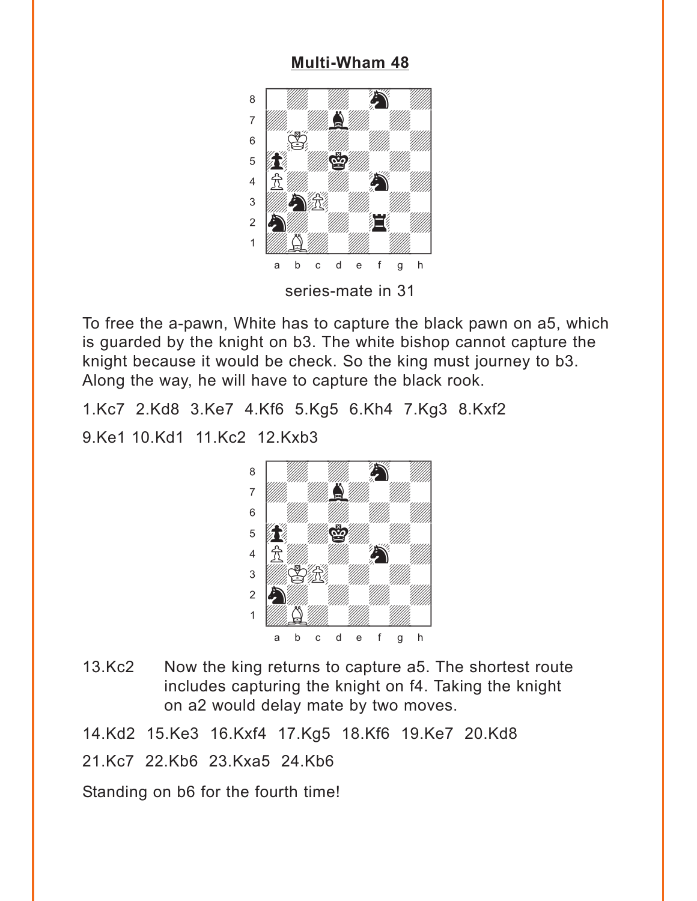## Multi-Wham 48

series-mate in 31

To free the a-pawn, White has to capture the black pawn on a5, which is guarded by the knight on b3. The white bishop cannot capture the knight because it would be check. So the king must journey to b3. Along the way, he will have to capture the black rook.

1.Kc7 2.Kd8 3.Ke7 4.Kf6 5.Kg5 6.Kh4 7.Kg3 8.Kxf2

9.Ke1 10.Kd1 11.Kc2 12.Kxb3

13.Kc2 Now the king returns to capture a5. The shortest route includes capturing the knight on f4. Taking the knight on a2 would delay mate by two moves.

14.Kd2 15.Ke3 16.Kxf4 17.Kg5 18.Kf6 19.Ke7 20.Kd8

21.Kc7 22.Kb6 23.Kxa5 24.Kb6

Standing on b6 for the fourth time!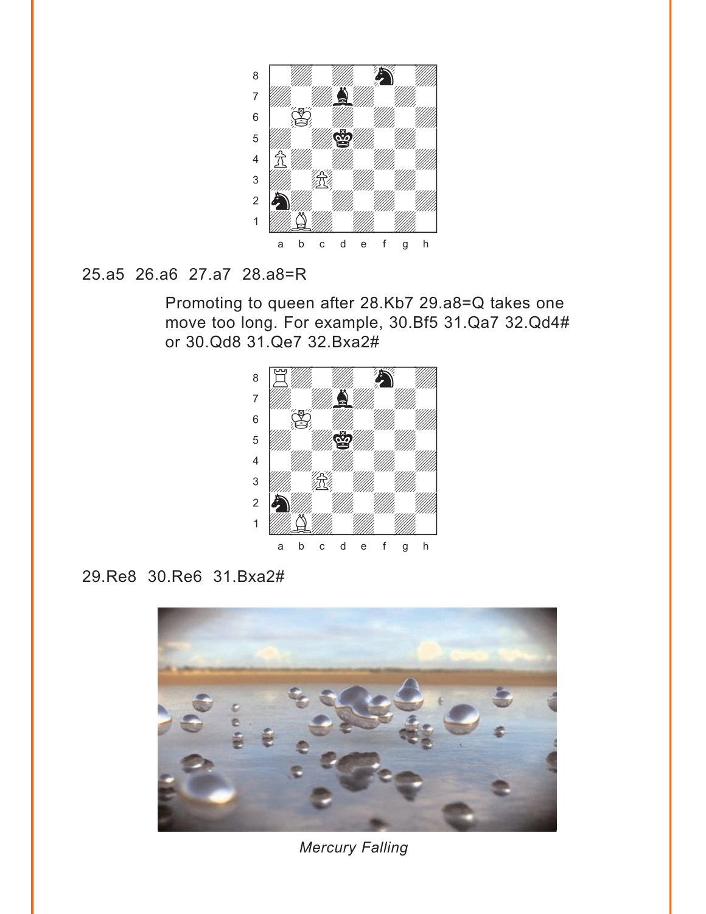25.a5  26.a6  27.a7  28.a8=R

> Promoting to queen after 28.Kb7 29.a8=Q takes one move too long. For example, 30.Bf5 31.Qa7 32.Qd4# or 30.Qd8 31.Qe7 32.Bxa2#

29.Re8  30.Re6  31.Bxa2#

*Mercury Falling*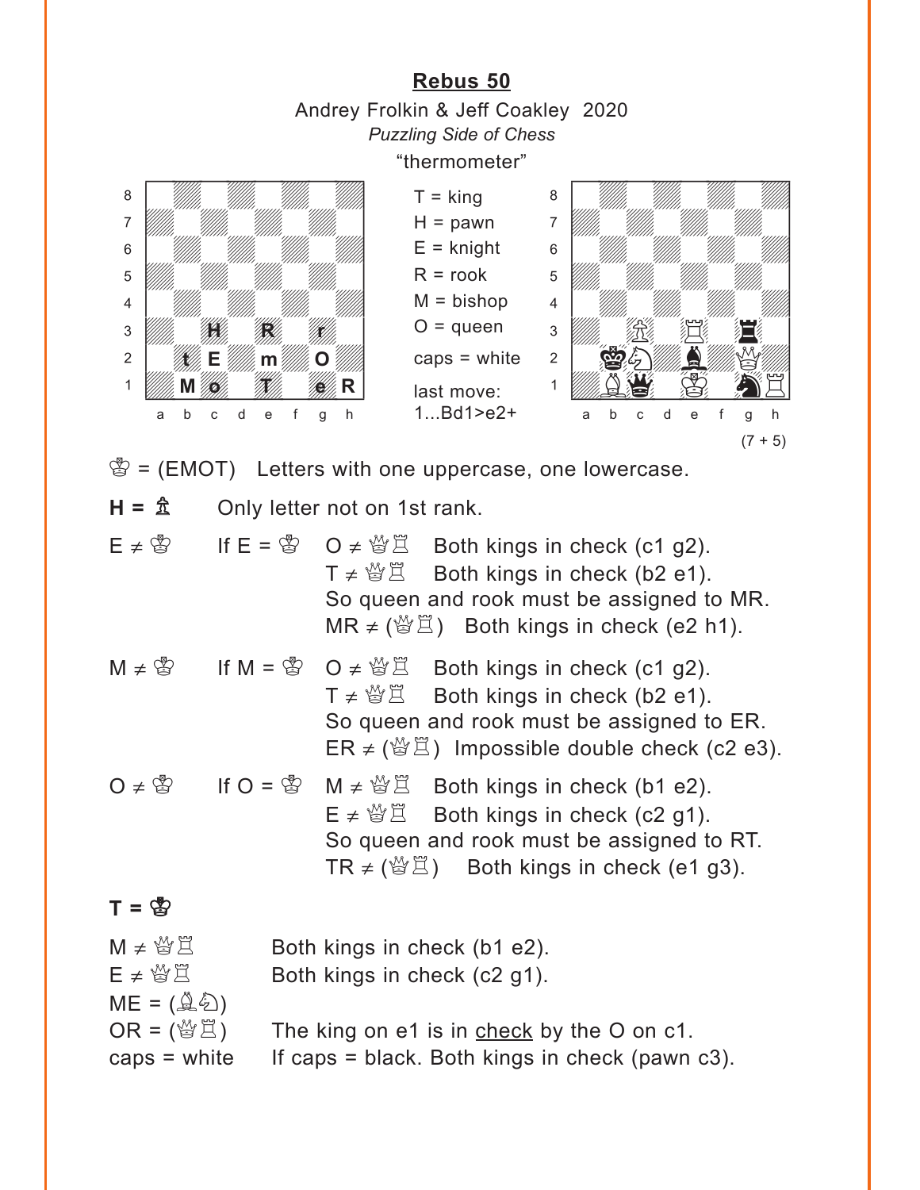## Rebus 50

Andrey Frolkin & Jeff Coakley 2020

*Puzzling Side of Chess*

"thermometer"

| | |
|---|---|
| T = king | |
| H = pawn | |
| E = knight | |
| R = rook | |
| M = bishop | |
| O = queen | |
| caps = white | |
| last move: 1...Bd1>e2+ | |

(7 + 5)

♔ = (EMOT) Letters with one uppercase, one lowercase.

**H = ♙** Only letter not on 1st rank.

E ≠ ♔ If E = ♔ O ≠ ♕♖ Both kings in check (c1 g2).
T ≠ ♕♖ Both kings in check (b2 e1).
So queen and rook must be assigned to MR.
MR ≠ (♕♖) Both kings in check (e2 h1).

M ≠ ♔ If M = ♔ O ≠ ♕♖ Both kings in check (c1 g2).
T ≠ ♕♖ Both kings in check (b2 e1).
So queen and rook must be assigned to ER.
ER ≠ (♕♖) Impossible double check (c2 e3).

O ≠ ♔ If O = ♔ M ≠ ♕♖ Both kings in check (b1 e2).
E ≠ ♕♖ Both kings in check (c2 g1).
So queen and rook must be assigned to RT.
TR ≠ (♕♖) Both kings in check (e1 g3).

**T = ♔**

M ≠ ♕♖ Both kings in check (b1 e2).

E ≠ ♕♖ Both kings in check (c2 g1).

ME = (♗♘)

OR = (♕♖) The king on e1 is in check by the O on c1.

caps = white If caps = black. Both kings in check (pawn c3).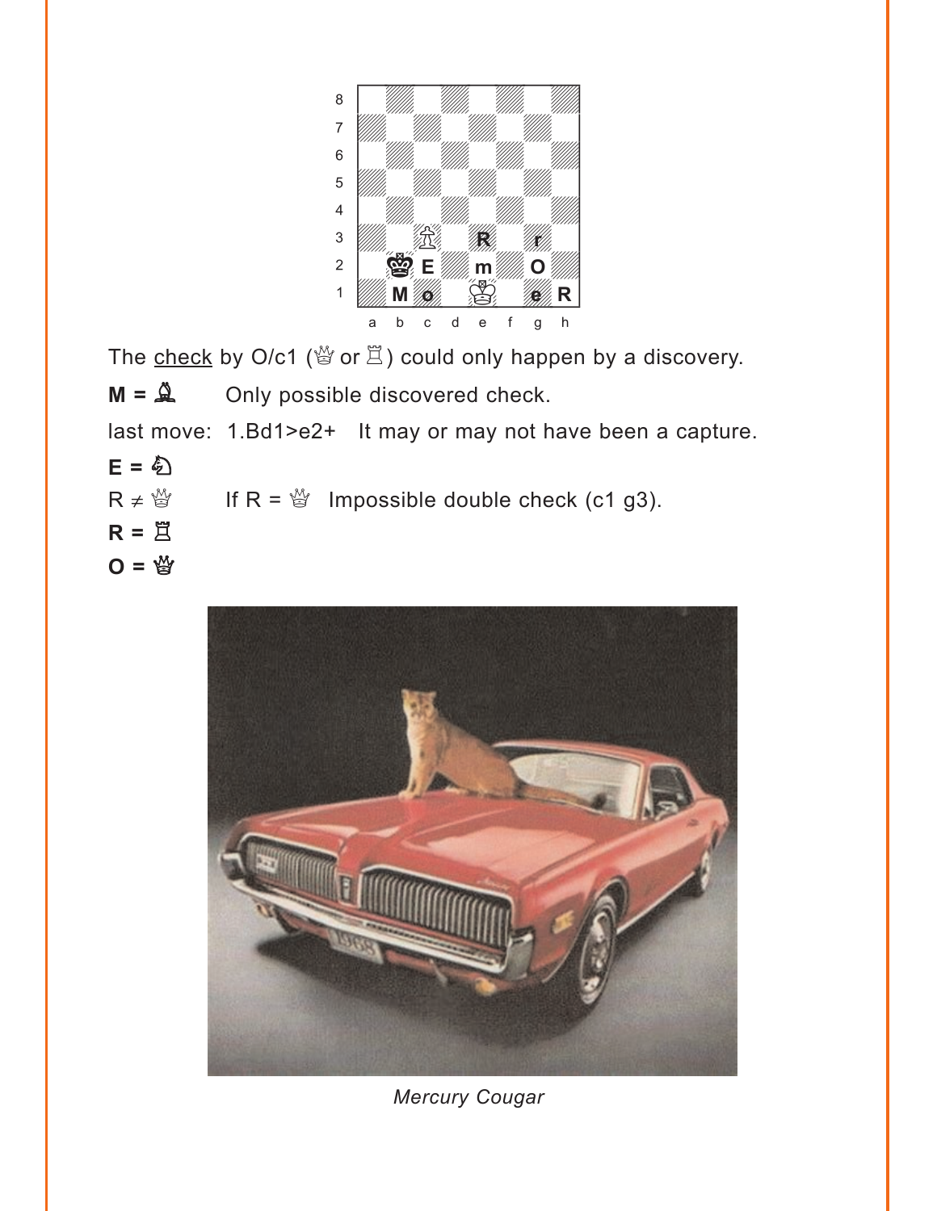The check by O/c1 (♕ or ♖) could only happen by a discovery.

**M = ♗** Only possible discovered check.

last move: 1.Bd1>e2+ It may or may not have been a capture.

**E = ♘**

R ≠ ♕ If R = ♕ Impossible double check (c1 g3).

**R = ♖**

**O = ♕**

*Mercury Cougar*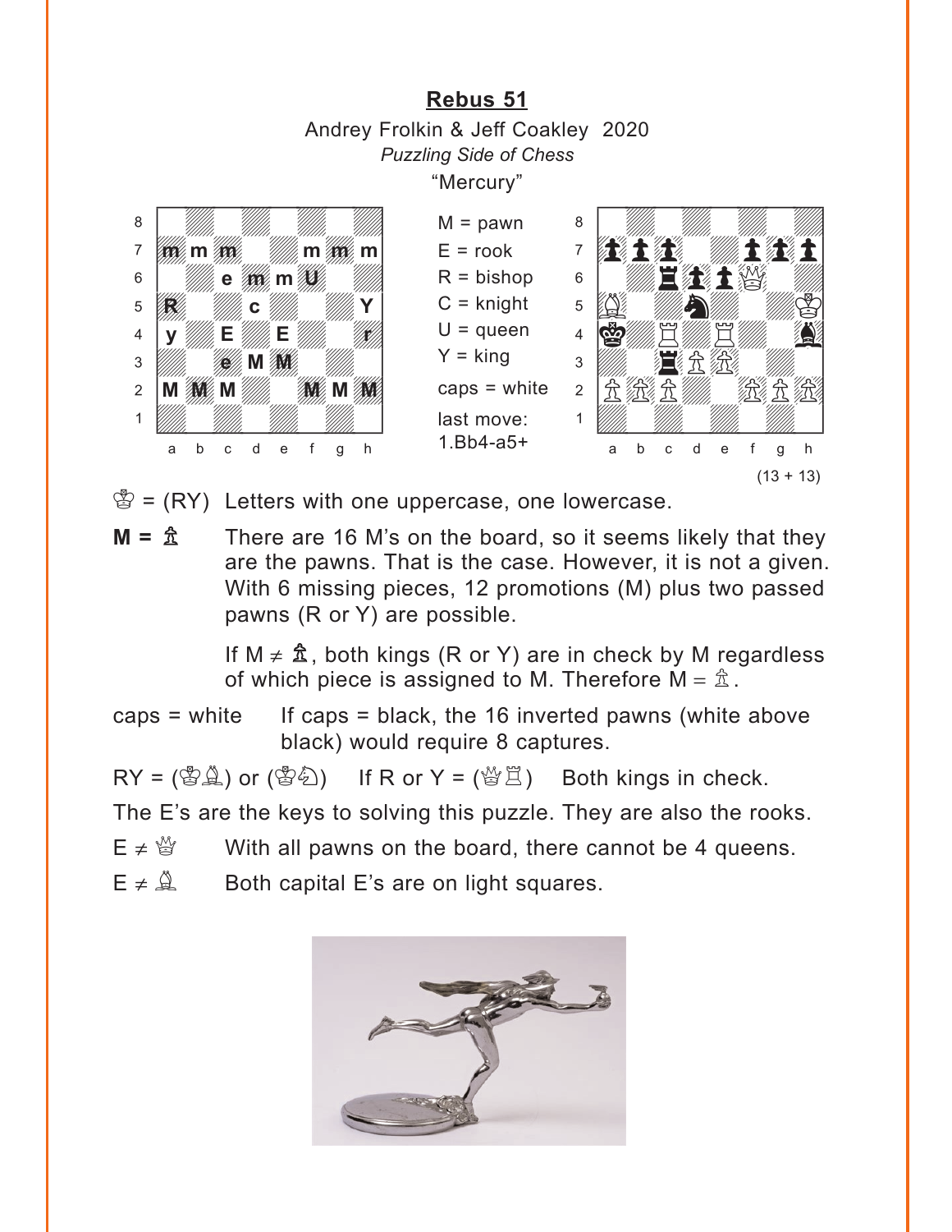## Rebus 51

Andrey Frolkin & Jeff Coakley 2020

*Puzzling Side of Chess*

"Mercury"

| | a | b | c | d | e | f | g | h |
|---|---|---|---|---|---|---|---|---|
| 8 | | | | | | | | |
| 7 | m | m | m | | | m | m | m |
| 6 | | | e | m | m | U | | |
| 5 | R | | | c | | | | Y |
| 4 | y | | E | | E | | | r |
| 3 | | | e | M | M | | | |
| 2 | M | M | M | | | M | M | M |
| 1 | | | | | | | | |

M = pawn
E = rook
R = bishop
C = knight
U = queen
Y = king
caps = white
last move:
1.Bb4-a5+

(13 + 13)

♔ = (RY) Letters with one uppercase, one lowercase.

**M = ♙** There are 16 M's on the board, so it seems likely that they are the pawns. That is the case. However, it is not a given. With 6 missing pieces, 12 promotions (M) plus two passed pawns (R or Y) are possible.

If M ≠ ♙, both kings (R or Y) are in check by M regardless of which piece is assigned to M. Therefore M = ♙.

caps = white If caps = black, the 16 inverted pawns (white above black) would require 8 captures.

RY = (♔♗) or (♔♘) If R or Y = (♕♖) Both kings in check.

The E's are the keys to solving this puzzle. They are also the rooks.

E ≠ ♕ With all pawns on the board, there cannot be 4 queens.

E ≠ ♗ Both capital E's are on light squares.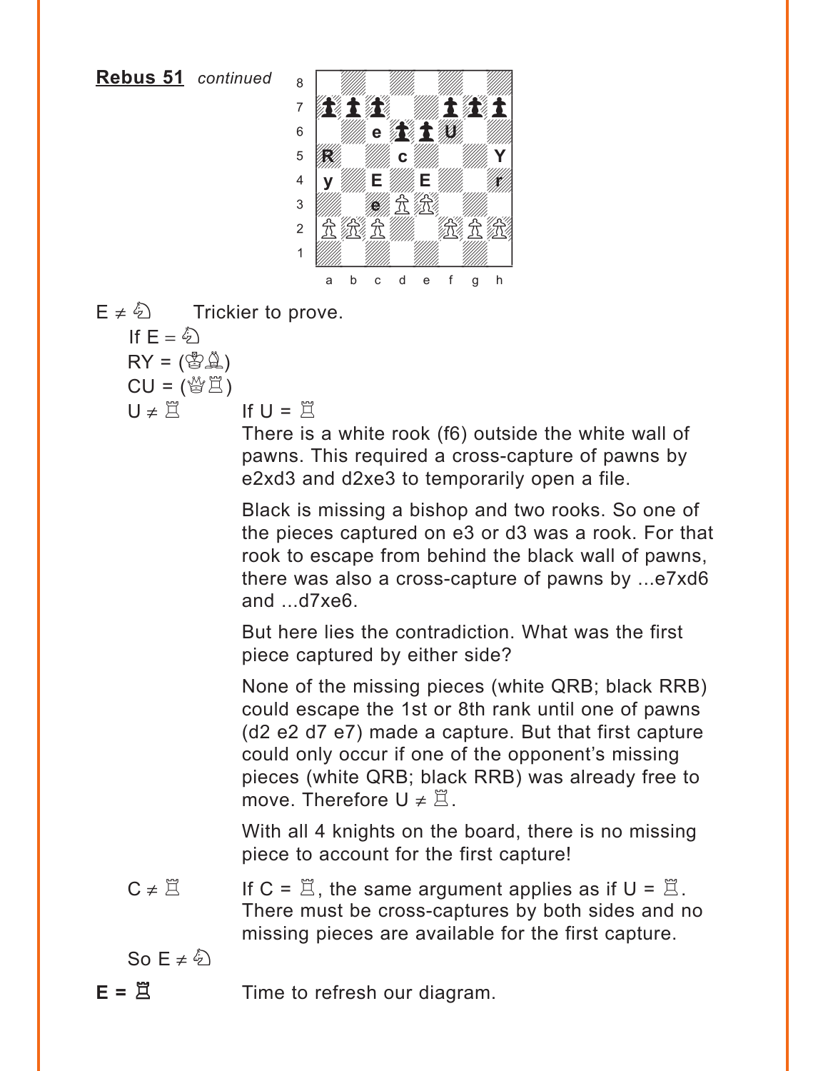**Rebus 51** *continued*

| | a | b | c | d | e | f | g | h |
|---|---|---|---|---|---|---|---|---|
| 8 | | | | | | | | |
| 7 | ♟ | ♟ | ♟ | | | ♟ | ♟ | ♟ |
| 6 | | | e | ♟ | ♟ | U | | |
| 5 | R | | | c | | | | Y |
| 4 | y | | E | | E | | | r |
| 3 | | | e | ♙ | ♙ | | | |
| 2 | ♙ | ♙ | ♙ | | | ♙ | ♙ | ♙ |
| 1 | | | | | | | | |

E ≠ ♘ Trickier to prove.

If E = ♘

RY = (♔♗)

CU = (♕♖)

U ≠ ♖ If U = ♖

There is a white rook (f6) outside the white wall of pawns. This required a cross-capture of pawns by e2xd3 and d2xe3 to temporarily open a file.

Black is missing a bishop and two rooks. So one of the pieces captured on e3 or d3 was a rook. For that rook to escape from behind the black wall of pawns, there was also a cross-capture of pawns by ...e7xd6 and ...d7xe6.

But here lies the contradiction. What was the first piece captured by either side?

None of the missing pieces (white QRB; black RRB) could escape the 1st or 8th rank until one of pawns (d2 e2 d7 e7) made a capture. But that first capture could only occur if one of the opponent's missing pieces (white QRB; black RRB) was already free to move. Therefore U ≠ ♖.

With all 4 knights on the board, there is no missing piece to account for the first capture!

C ≠ ♖ If C = ♖, the same argument applies as if U = ♖. There must be cross-captures by both sides and no missing pieces are available for the first capture.

So E ≠ ♘

**E = ♜** Time to refresh our diagram.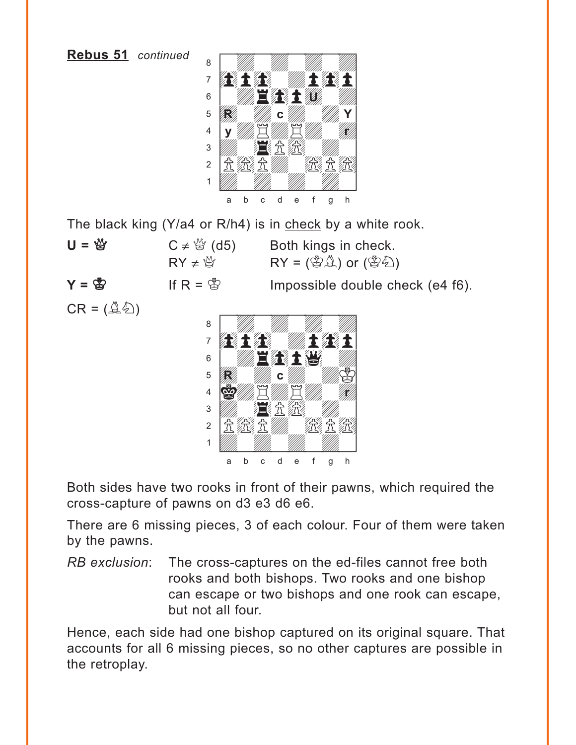**Rebus 51** *continued*

The black king (Y/a4 or R/h4) is in check by a white rook.

**U =** ♕ — C ≠ ♕ (d5) — Both kings in check.

RY ≠ ♕ — RY = (♔♗) or (♔♘)

**Y =** ♔ — If R = ♔ — Impossible double check (e4 f6).

CR = (♗♘)

Both sides have two rooks in front of their pawns, which required the cross-capture of pawns on d3 e3 d6 e6.

There are 6 missing pieces, 3 of each colour. Four of them were taken by the pawns.

*RB exclusion*: The cross-captures on the ed-files cannot free both rooks and both bishops. Two rooks and one bishop can escape or two bishops and one rook can escape, but not all four.

Hence, each side had one bishop captured on its original square. That accounts for all 6 missing pieces, so no other captures are possible in the retroplay.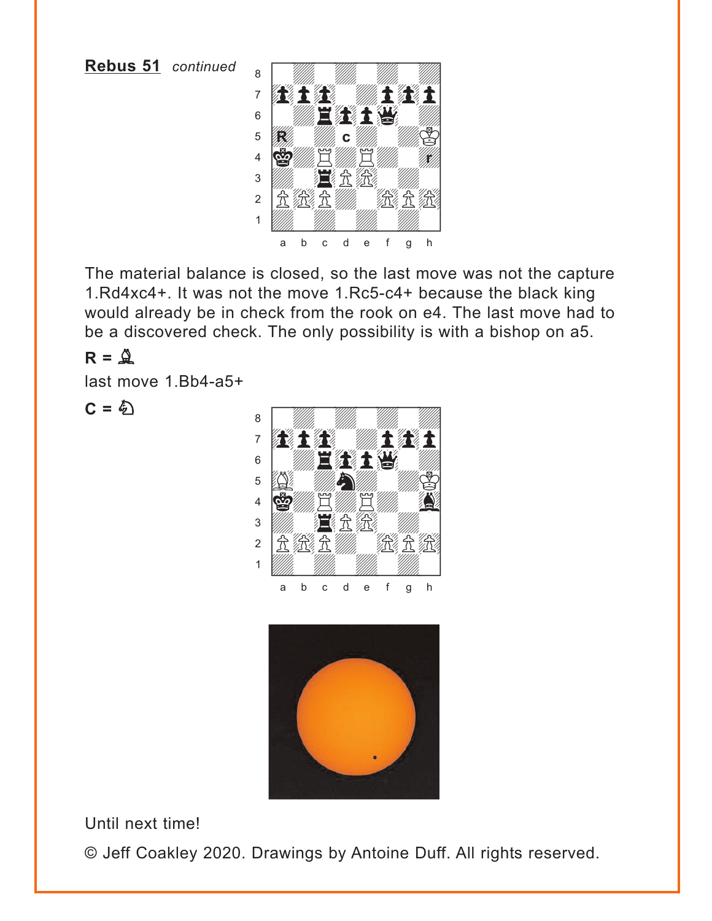**Rebus 51** *continued*

The material balance is closed, so the last move was not the capture 1.Rd4xc4+. It was not the move 1.Rc5-c4+ because the black king would already be in check from the rook on e4. The last move had to be a discovered check. The only possibility is with a bishop on a5.

**R =** ♗

last move 1.Bb4-a5+

**C =** ♘

Until next time!

© Jeff Coakley 2020. Drawings by Antoine Duff. All rights reserved.